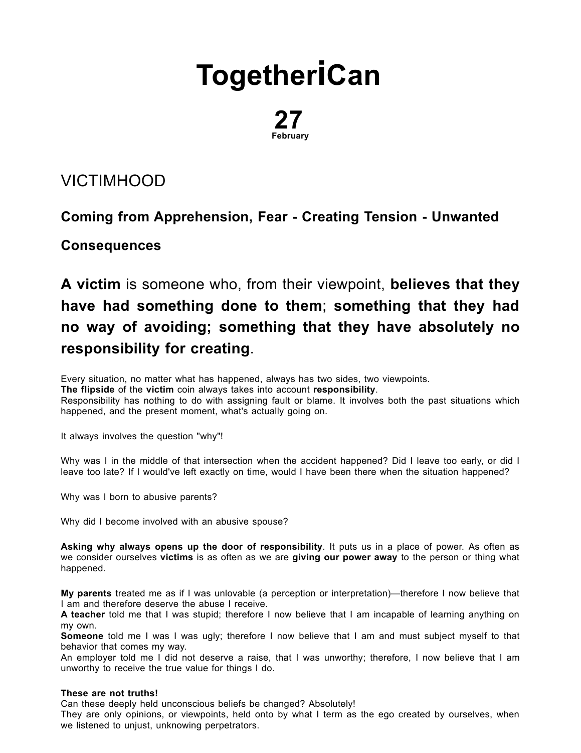# TogetheriCan

**27**
**February**

## VICTIMHOOD

### Coming from Apprehension, Fear - Creating Tension - Unwanted Consequences

**A victim** is someone who, from their viewpoint, **believes that they have had something done to them**; **something that they had no way of avoiding; something that they have absolutely no responsibility for creating**.

Every situation, no matter what has happened, always has two sides, two viewpoints.
**The flipside** of the **victim** coin always takes into account **responsibility**.
Responsibility has nothing to do with assigning fault or blame. It involves both the past situations which happened, and the present moment, what's actually going on.

It always involves the question "why"!

Why was I in the middle of that intersection when the accident happened? Did I leave too early, or did I leave too late? If I would've left exactly on time, would I have been there when the situation happened?

Why was I born to abusive parents?

Why did I become involved with an abusive spouse?

**Asking why always opens up the door of responsibility**. It puts us in a place of power. As often as we consider ourselves **victims** is as often as we are **giving our power away** to the person or thing what happened.

**My parents** treated me as if I was unlovable (a perception or interpretation)—therefore I now believe that I am and therefore deserve the abuse I receive.
**A teacher** told me that I was stupid; therefore I now believe that I am incapable of learning anything on my own.
**Someone** told me I was I was ugly; therefore I now believe that I am and must subject myself to that behavior that comes my way.
An employer told me I did not deserve a raise, that I was unworthy; therefore, I now believe that I am unworthy to receive the true value for things I do.

**These are not truths!**
Can these deeply held unconscious beliefs be changed? Absolutely!
They are only opinions, or viewpoints, held onto by what I term as the ego created by ourselves, when we listened to unjust, unknowing perpetrators.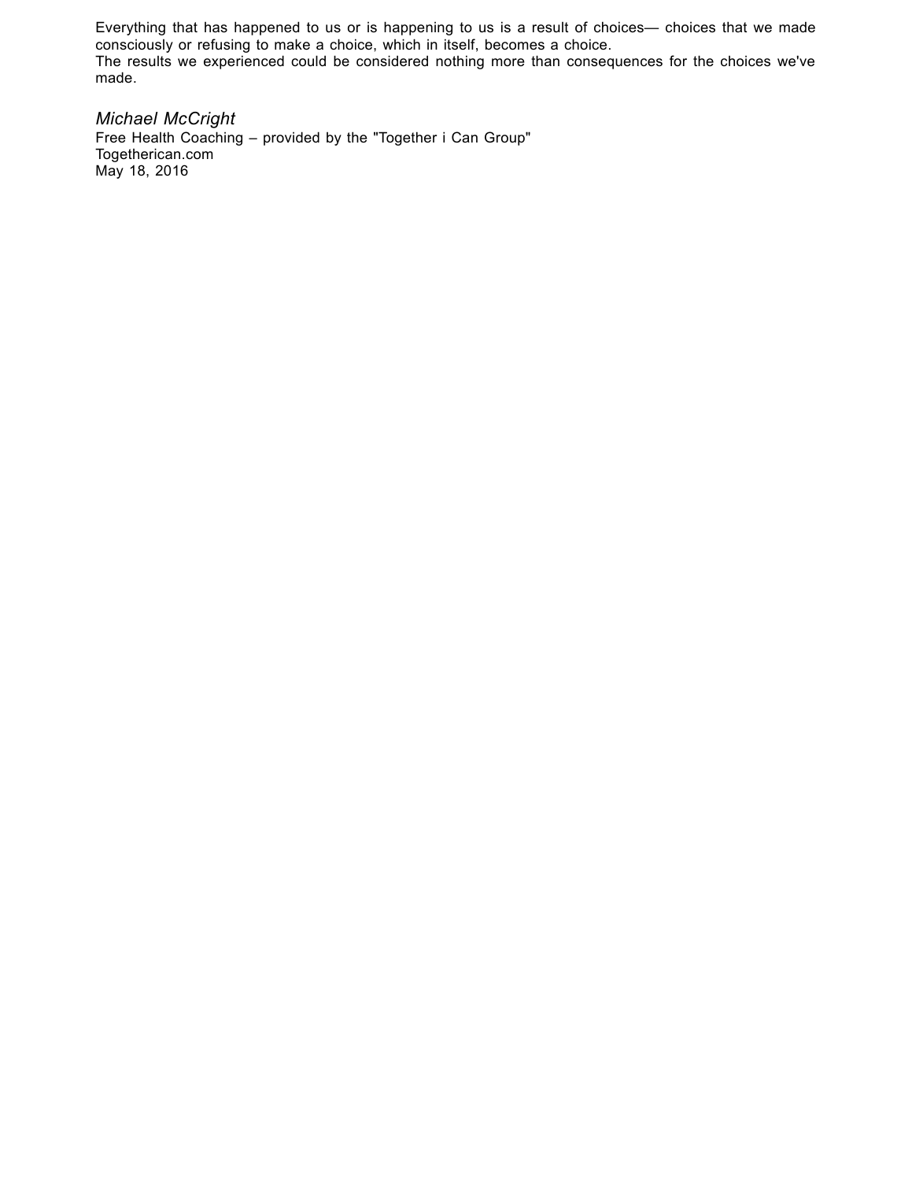Everything that has happened to us or is happening to us is a result of choices— choices that we made consciously or refusing to make a choice, which in itself, becomes a choice.
The results we experienced could be considered nothing more than consequences for the choices we've made.

*Michael McCright*
Free Health Coaching – provided by the "Together i Can Group"
Togetherican.com
May 18, 2016